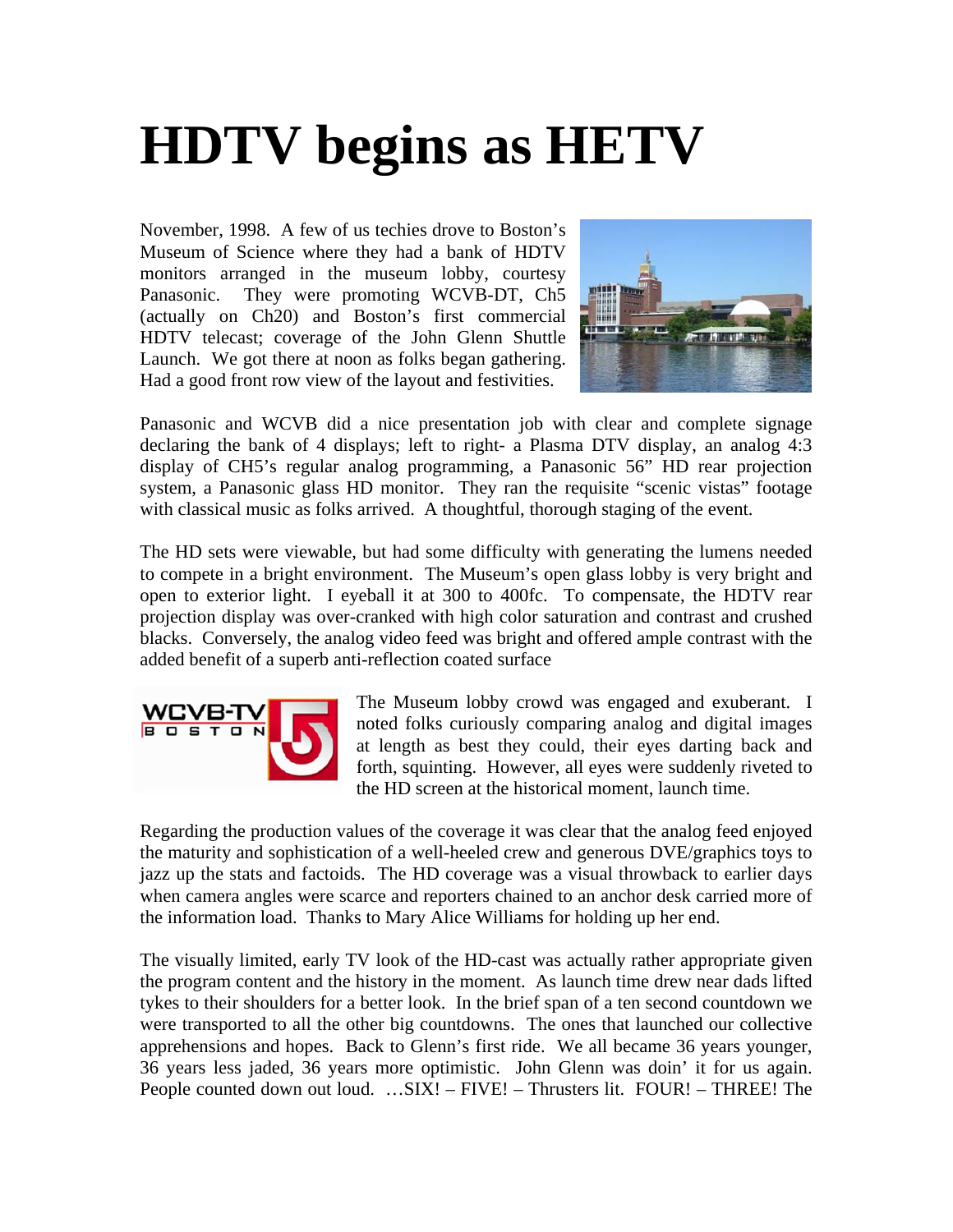# HDTV begins as HETV

November, 1998. A few of us techies drove to Boston's Museum of Science where they had a bank of HDTV monitors arranged in the museum lobby, courtesy Panasonic. They were promoting WCVB-DT, Ch5 (actually on Ch20) and Boston's first commercial HDTV telecast; coverage of the John Glenn Shuttle Launch. We got there at noon as folks began gathering. Had a good front row view of the layout and festivities.

Panasonic and WCVB did a nice presentation job with clear and complete signage declaring the bank of 4 displays; left to right- a Plasma DTV display, an analog 4:3 display of CH5's regular analog programming, a Panasonic 56" HD rear projection system, a Panasonic glass HD monitor. They ran the requisite "scenic vistas" footage with classical music as folks arrived. A thoughtful, thorough staging of the event.

The HD sets were viewable, but had some difficulty with generating the lumens needed to compete in a bright environment. The Museum's open glass lobby is very bright and open to exterior light. I eyeball it at 300 to 400fc. To compensate, the HDTV rear projection display was over-cranked with high color saturation and contrast and crushed blacks. Conversely, the analog video feed was bright and offered ample contrast with the added benefit of a superb anti-reflection coated surface

The Museum lobby crowd was engaged and exuberant. I noted folks curiously comparing analog and digital images at length as best they could, their eyes darting back and forth, squinting. However, all eyes were suddenly riveted to the HD screen at the historical moment, launch time.

Regarding the production values of the coverage it was clear that the analog feed enjoyed the maturity and sophistication of a well-heeled crew and generous DVE/graphics toys to jazz up the stats and factoids. The HD coverage was a visual throwback to earlier days when camera angles were scarce and reporters chained to an anchor desk carried more of the information load. Thanks to Mary Alice Williams for holding up her end.

The visually limited, early TV look of the HD-cast was actually rather appropriate given the program content and the history in the moment. As launch time drew near dads lifted tykes to their shoulders for a better look. In the brief span of a ten second countdown we were transported to all the other big countdowns. The ones that launched our collective apprehensions and hopes. Back to Glenn's first ride. We all became 36 years younger, 36 years less jaded, 36 years more optimistic. John Glenn was doin' it for us again. People counted down out loud. …SIX! – FIVE! – Thrusters lit. FOUR! – THREE! The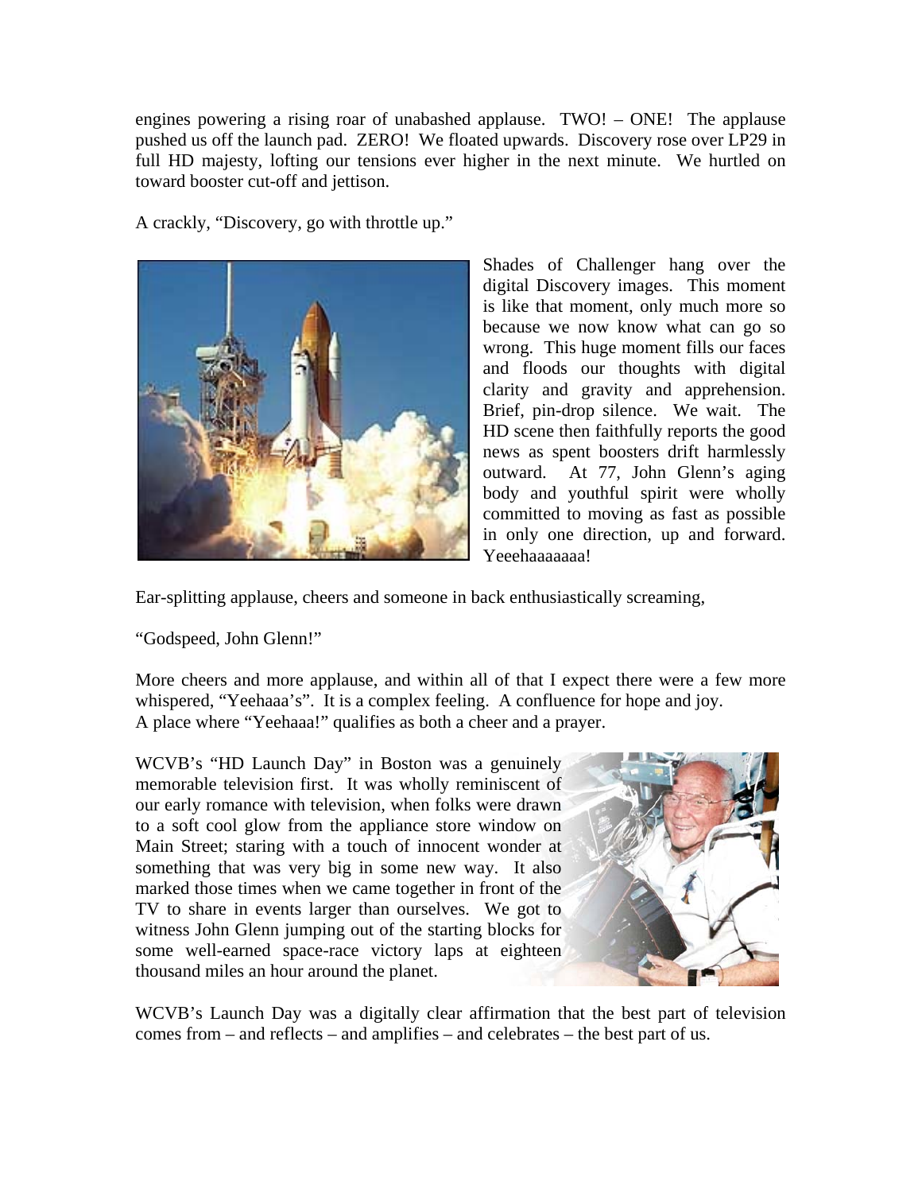engines powering a rising roar of unabashed applause. TWO! – ONE! The applause pushed us off the launch pad. ZERO! We floated upwards. Discovery rose over LP29 in full HD majesty, lofting our tensions ever higher in the next minute. We hurtled on toward booster cut-off and jettison.

A crackly, "Discovery, go with throttle up."

Shades of Challenger hang over the digital Discovery images. This moment is like that moment, only much more so because we now know what can go so wrong. This huge moment fills our faces and floods our thoughts with digital clarity and gravity and apprehension. Brief, pin-drop silence. We wait. The HD scene then faithfully reports the good news as spent boosters drift harmlessly outward. At 77, John Glenn's aging body and youthful spirit were wholly committed to moving as fast as possible in only one direction, up and forward. Yeeehaaaaaaa!

Ear-splitting applause, cheers and someone in back enthusiastically screaming,

"Godspeed, John Glenn!"

More cheers and more applause, and within all of that I expect there were a few more whispered, "Yeehaaa's". It is a complex feeling. A confluence for hope and joy. A place where "Yeehaaa!" qualifies as both a cheer and a prayer.

WCVB's "HD Launch Day" in Boston was a genuinely memorable television first. It was wholly reminiscent of our early romance with television, when folks were drawn to a soft cool glow from the appliance store window on Main Street; staring with a touch of innocent wonder at something that was very big in some new way. It also marked those times when we came together in front of the TV to share in events larger than ourselves. We got to witness John Glenn jumping out of the starting blocks for some well-earned space-race victory laps at eighteen thousand miles an hour around the planet.

WCVB's Launch Day was a digitally clear affirmation that the best part of television comes from – and reflects – and amplifies – and celebrates – the best part of us.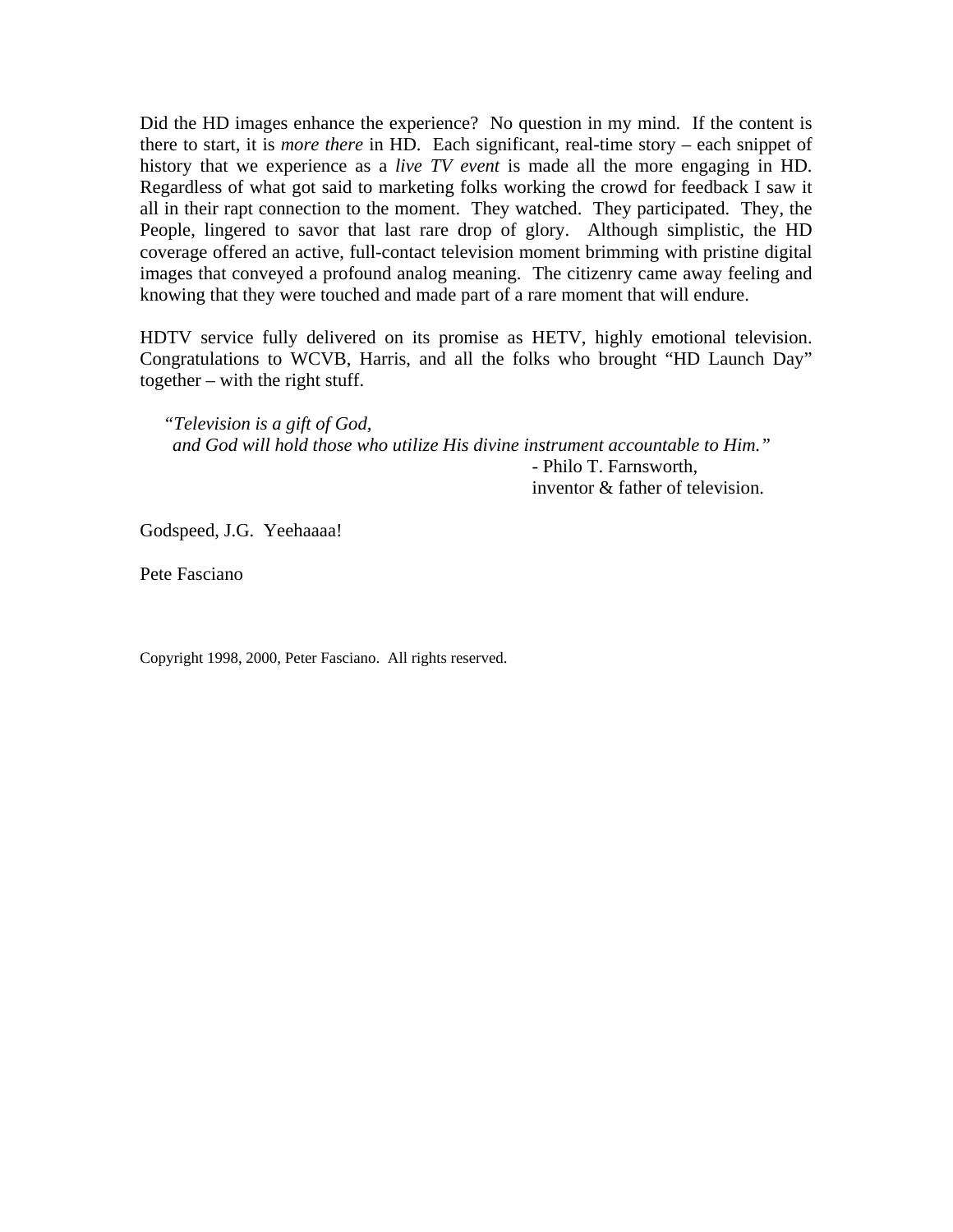Did the HD images enhance the experience? No question in my mind. If the content is there to start, it is *more there* in HD. Each significant, real-time story – each snippet of history that we experience as a *live TV event* is made all the more engaging in HD. Regardless of what got said to marketing folks working the crowd for feedback I saw it all in their rapt connection to the moment. They watched. They participated. They, the People, lingered to savor that last rare drop of glory. Although simplistic, the HD coverage offered an active, full-contact television moment brimming with pristine digital images that conveyed a profound analog meaning. The citizenry came away feeling and knowing that they were touched and made part of a rare moment that will endure.

HDTV service fully delivered on its promise as HETV, highly emotional television. Congratulations to WCVB, Harris, and all the folks who brought "HD Launch Day" together – with the right stuff.

> *"Television is a gift of God,*
> *and God will hold those who utilize His divine instrument accountable to Him."*
>
> \- Philo T. Farnsworth,
> inventor & father of television.

Godspeed, J.G. Yeehaaaa!

Pete Fasciano

Copyright 1998, 2000, Peter Fasciano. All rights reserved.